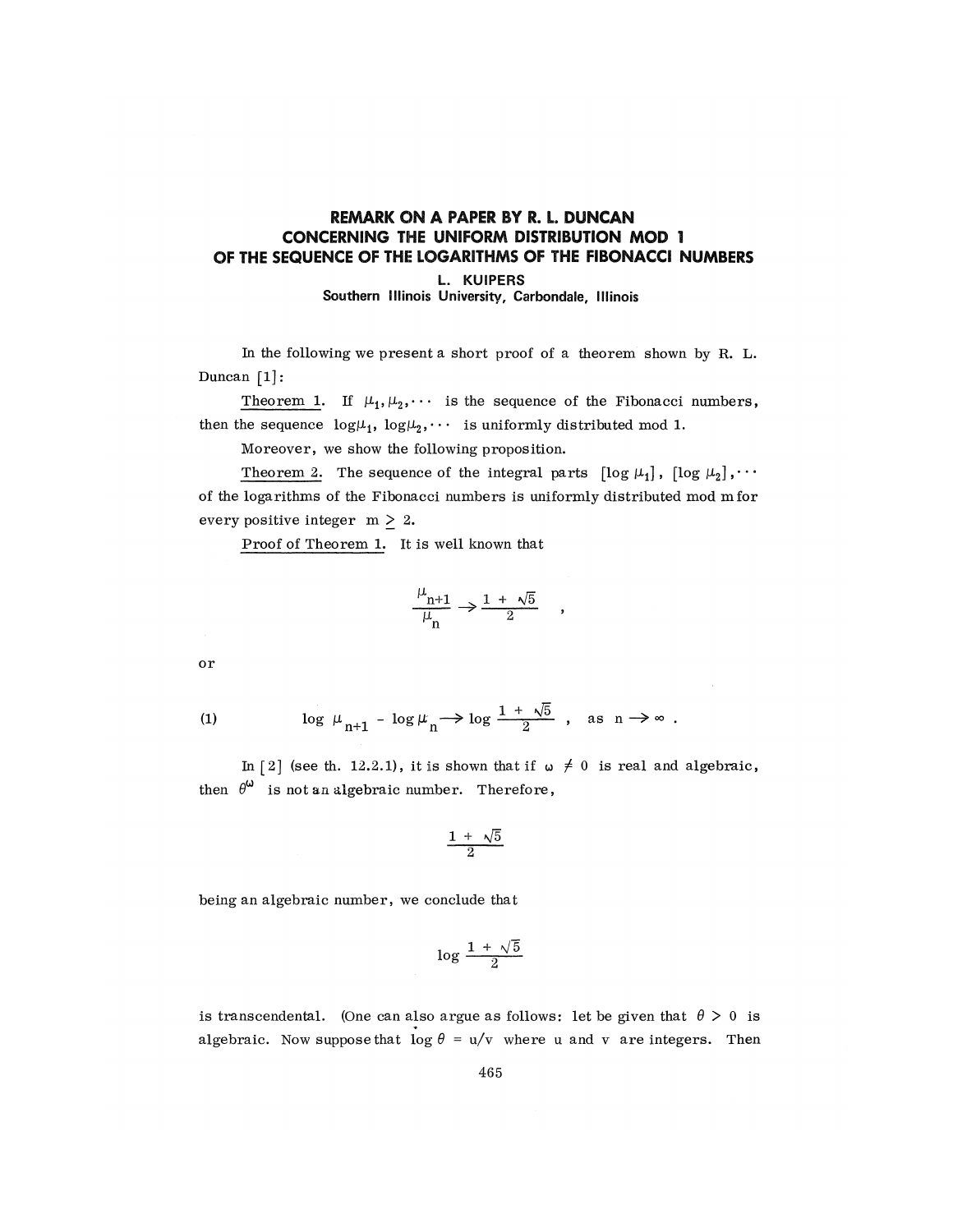# REMARK ON A PAPER BY R. L. DUNCAN CONCERNING THE UNIFORM DISTRIBUTION MOD 1 OF THE SEQUENCE OF THE LOGARITHMS OF THE FIBONACCI NUMBERS

**L. KUIPERS**
**Southern Illinois University, Carbondale, Illinois**

In the following we present a short proof of a theorem shown by R. L. Duncan [1]:

Theorem 1. If $\mu_1, \mu_2, \cdots$ is the sequence of the Fibonacci numbers, then the sequence $\log\mu_1, \log\mu_2, \cdots$ is uniformly distributed mod 1.

Moreover, we show the following proposition.

Theorem 2. The sequence of the integral parts $[\log \mu_1]$, $[\log \mu_2], \cdots$ of the logarithms of the Fibonacci numbers is uniformly distributed mod m for every positive integer $m \geq 2$.

Proof of Theorem 1. It is well known that

$$\frac{\mu_{n+1}}{\mu_n} \rightarrow \frac{1 + \sqrt{5}}{2} \quad ,$$

or

$$\log \mu_{n+1} - \log \mu_n \rightarrow \log \frac{1 + \sqrt{5}}{2} \quad , \quad \text{as } n \rightarrow \infty . \tag{1}$$

In [2] (see th. 12.2.1), it is shown that if $\omega \neq 0$ is real and algebraic, then $\theta^{\omega}$ is not an algebraic number. Therefore,

$$\frac{1 + \sqrt{5}}{2}$$

being an algebraic number, we conclude that

$$\log \frac{1 + \sqrt{5}}{2}$$

is transcendental. (One can also argue as follows: let be given that $\theta > 0$ is algebraic. Now suppose that $\log \theta = u/v$ where u and v are integers. Then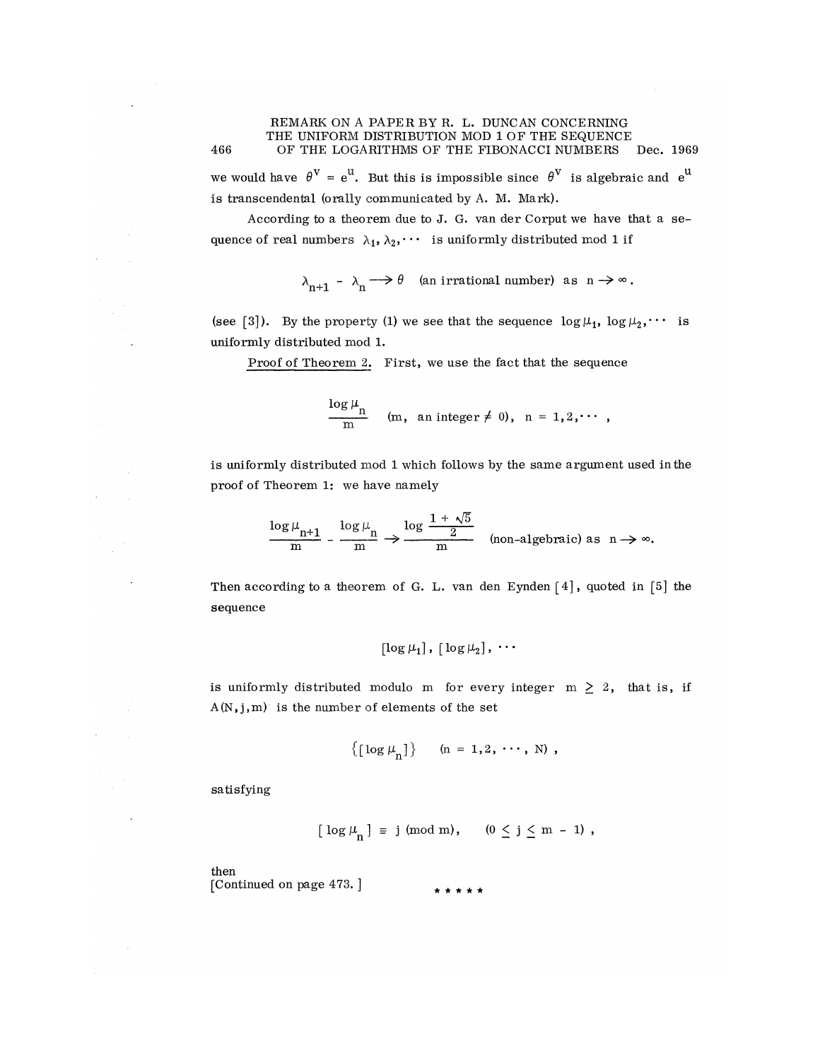we would have $\theta^v = e^u$. But this is impossible since $\theta^v$ is algebraic and $e^u$ is transcendental (orally communicated by A. M. Mark).

According to a theorem due to J. G. van der Corput we have that a sequence of real numbers $\lambda_1, \lambda_2, \cdots$ is uniformly distributed mod 1 if

$$\lambda_{n+1} - \lambda_n \longrightarrow \theta \quad \text{(an irrational number) as } n \to \infty .$$

(see [3]). By the property (1) we see that the sequence $\log \mu_1, \log \mu_2, \cdots$ is uniformly distributed mod 1.

<u>Proof of Theorem 2.</u> First, we use the fact that the sequence

$$\frac{\log \mu_n}{m} \quad (m, \text{ an integer} \neq 0), \quad n = 1, 2, \cdots ,$$

is uniformly distributed mod 1 which follows by the same argument used in the proof of Theorem 1: we have namely

$$\frac{\log \mu_{n+1}}{m} - \frac{\log \mu_n}{m} \to \frac{\log \frac{1 + \sqrt{5}}{2}}{m} \quad \text{(non-algebraic) as } n \to \infty.$$

Then according to a theorem of G. L. van den Eynden [4], quoted in [5] the sequence

$$[\log \mu_1], [\log \mu_2], \cdots$$

is uniformly distributed modulo m for every integer $m \geq 2$, that is, if $A(N, j, m)$ is the number of elements of the set

$$\{[\log \mu_n]\} \quad (n = 1, 2, \cdots, N) ,$$

satisfying

$$[\log \mu_n] \equiv j \pmod m, \quad (0 \leq j \leq m - 1) ,$$

then

[Continued on page 473.]

\* \* \* \* \*